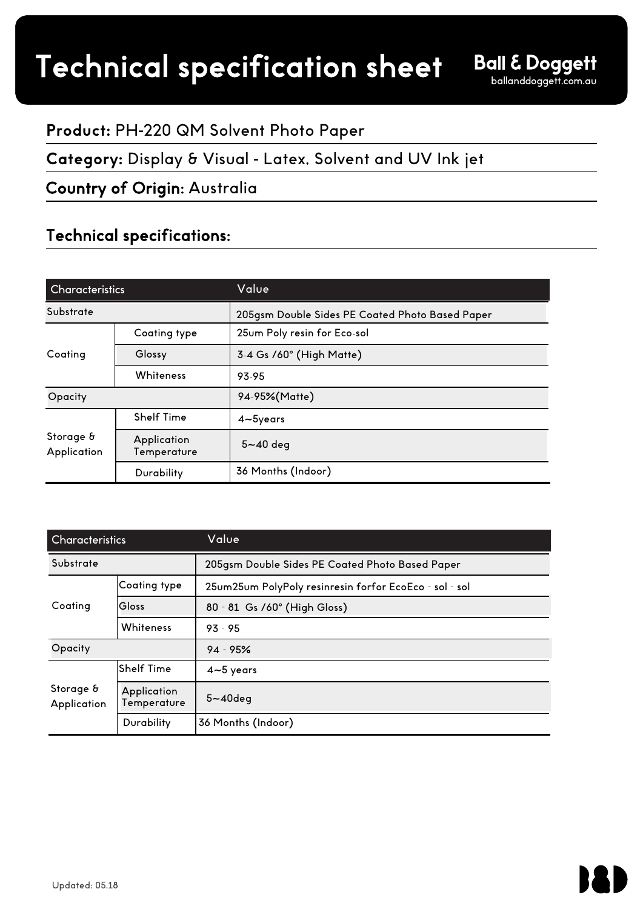# Technical specification sheet

Ball & Doggett
ballanddoggett.com.au

**Product:** PH-220 QM Solvent Photo Paper

**Category:** Display & Visual - Latex, Solvent and UV Ink jet

**Country of Origin**: Australia

## Technical specifications:

| Characteristics | | Value |
|---|---|---|
| Substrate | | 205gsm Double Sides PE Coated Photo Based Paper |
| Coating | Coating type | 25um Poly resin for Eco-sol |
| | Glossy | 3-4 Gs /60° (High Matte) |
| | Whiteness | 93-95 |
| Opacity | | 94-95%(Matte) |
| Storage & Application | Shelf Time | 4~5years |
| | Application Temperature | 5~40 deg |
| | Durability | 36 Months (Indoor) |

| Characteristics | | Value |
|---|---|---|
| Substrate | | 205gsm Double Sides PE Coated Photo Based Paper |
| Coating | Coating type | 25um25um PolyPoly resinresin forfor EcoEco - sol - sol |
| | Gloss | 80 - 81 Gs /60° (High Gloss) |
| | Whiteness | 93 - 95 |
| Opacity | | 94 - 95% |
| Storage & Application | Shelf Time | 4~5 years |
| | Application Temperature | 5~40deg |
| | Durability | 36 Months (Indoor) |

Updated: 05.18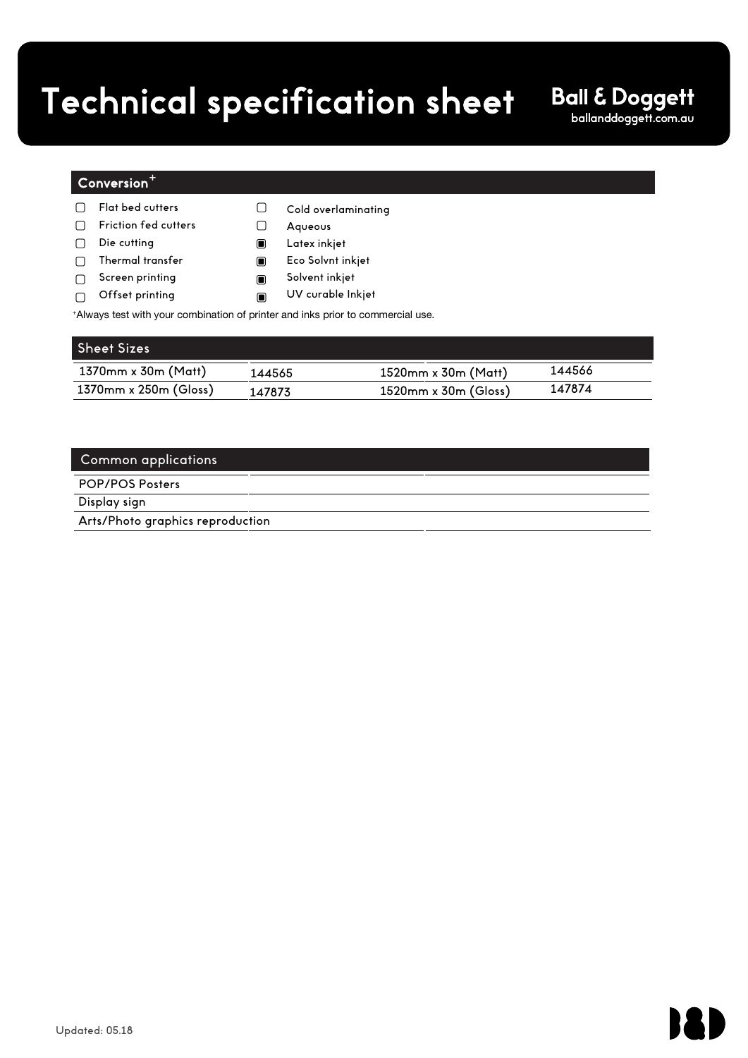# Technical specification sheet

**Ball & Doggett**
balIanddoggett.com.au

## Conversion+

- [ ] Flat bed cutters
- [ ] Friction fed cutters
- [ ] Die cutting
- [ ] Thermal transfer
- [ ] Screen printing
- [ ] Offset printing
- [ ] Cold overlaminating
- [ ] Aqueous
- [x] Latex inkjet
- [x] Eco Solvnt inkjet
- [x] Solvent inkjet
- [x] UV curable Inkjet

+Always test with your combination of printer and inks prior to commercial use.

## Sheet Sizes

| | | | |
|---|---|---|---|
| 1370mm x 30m (Matt) | 144565 | 1520mm x 30m (Matt) | 144566 |
| 1370mm x 250m (Gloss) | 147873 | 1520mm x 30m (Gloss) | 147874 |

## Common applications

- POP/POS Posters
- Display sign
- Arts/Photo graphics reproduction

Updated: 05.18